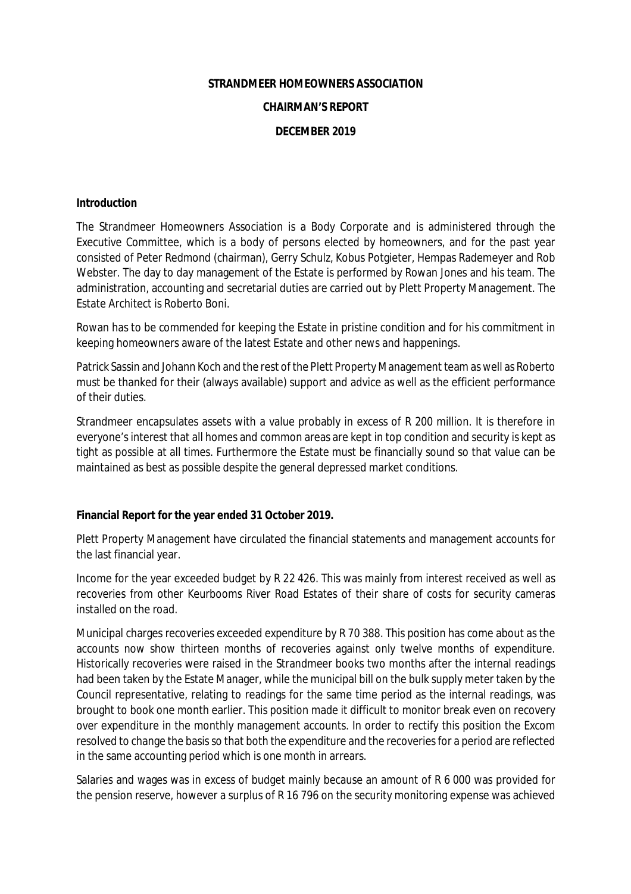**STRANDMEER HOMEOWNERS ASSOCIATION**

**CHAIRMAN'S REPORT**

**DECEMBER 2019**

**Introduction**

The Strandmeer Homeowners Association is a Body Corporate and is administered through the Executive Committee, which is a body of persons elected by homeowners, and for the past year consisted of Peter Redmond (chairman), Gerry Schulz, Kobus Potgieter, Hempas Rademeyer and Rob Webster. The day to day management of the Estate is performed by Rowan Jones and his team. The administration, accounting and secretarial duties are carried out by Plett Property Management. The Estate Architect is Roberto Boni.

Rowan has to be commended for keeping the Estate in pristine condition and for his commitment in keeping homeowners aware of the latest Estate and other news and happenings.

Patrick Sassin and Johann Koch and the rest of the Plett Property Management team as well as Roberto must be thanked for their (always available) support and advice as well as the efficient performance of their duties.

Strandmeer encapsulates assets with a value probably in excess of R 200 million. It is therefore in everyone's interest that all homes and common areas are kept in top condition and security is kept as tight as possible at all times. Furthermore the Estate must be financially sound so that value can be maintained as best as possible despite the general depressed market conditions.

**Financial Report for the year ended 31 October 2019.**

Plett Property Management have circulated the financial statements and management accounts for the last financial year.

Income for the year exceeded budget by R 22 426. This was mainly from interest received as well as recoveries from other Keurbooms River Road Estates of their share of costs for security cameras installed on the road.

Municipal charges recoveries exceeded expenditure by R 70 388. This position has come about as the accounts now show thirteen months of recoveries against only twelve months of expenditure. Historically recoveries were raised in the Strandmeer books two months after the internal readings had been taken by the Estate Manager, while the municipal bill on the bulk supply meter taken by the Council representative, relating to readings for the same time period as the internal readings, was brought to book one month earlier. This position made it difficult to monitor break even on recovery over expenditure in the monthly management accounts. In order to rectify this position the Excom resolved to change the basis so that both the expenditure and the recoveries for a period are reflected in the same accounting period which is one month in arrears.

Salaries and wages was in excess of budget mainly because an amount of R 6 000 was provided for the pension reserve, however a surplus of R 16 796 on the security monitoring expense was achieved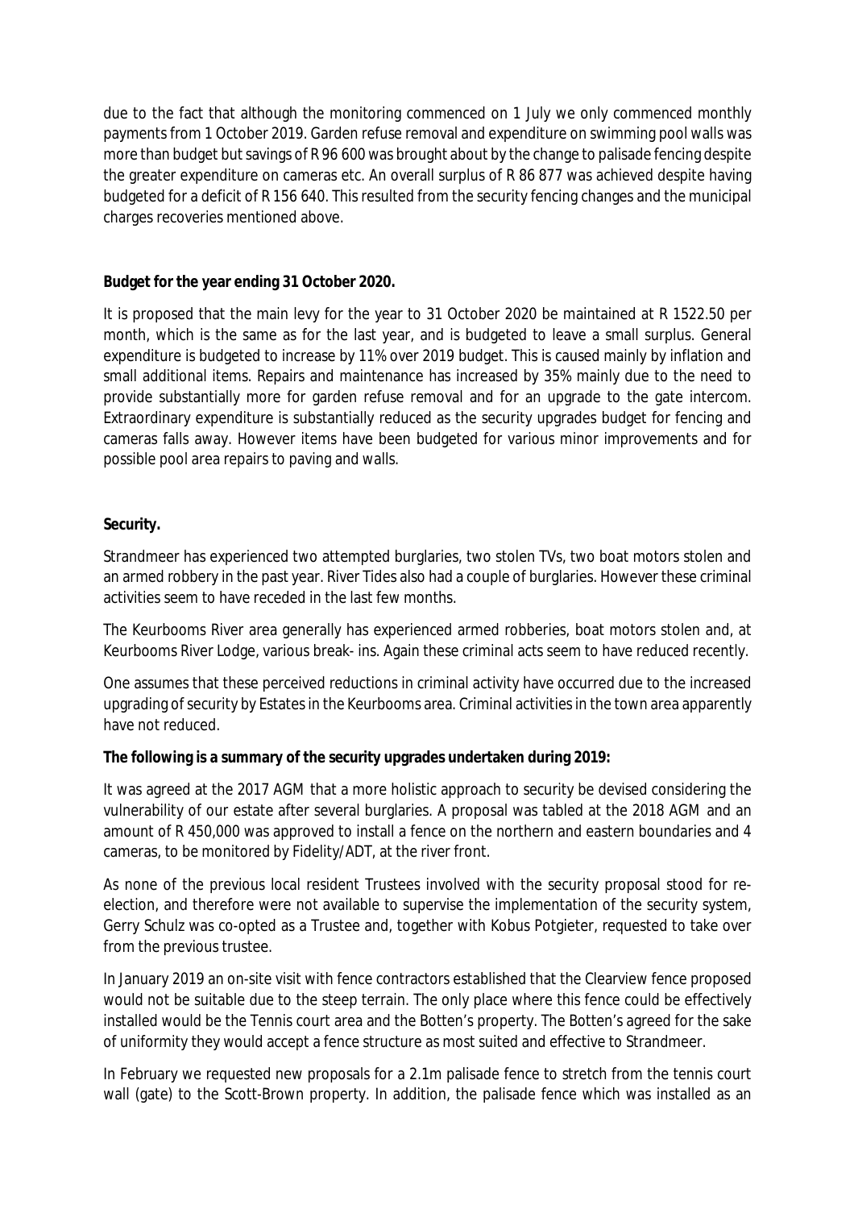due to the fact that although the monitoring commenced on 1 July we only commenced monthly payments from 1 October 2019. Garden refuse removal and expenditure on swimming pool walls was more than budget but savings of R 96 600 was brought about by the change to palisade fencing despite the greater expenditure on cameras etc. An overall surplus of R 86 877 was achieved despite having budgeted for a deficit of R 156 640. This resulted from the security fencing changes and the municipal charges recoveries mentioned above.

**Budget for the year ending 31 October 2020.**

It is proposed that the main levy for the year to 31 October 2020 be maintained at R 1522.50 per month, which is the same as for the last year, and is budgeted to leave a small surplus. General expenditure is budgeted to increase by 11% over 2019 budget. This is caused mainly by inflation and small additional items. Repairs and maintenance has increased by 35% mainly due to the need to provide substantially more for garden refuse removal and for an upgrade to the gate intercom. Extraordinary expenditure is substantially reduced as the security upgrades budget for fencing and cameras falls away. However items have been budgeted for various minor improvements and for possible pool area repairs to paving and walls.

**Security.**

Strandmeer has experienced two attempted burglaries, two stolen TVs, two boat motors stolen and an armed robbery in the past year. River Tides also had a couple of burglaries. However these criminal activities seem to have receded in the last few months.

The Keurbooms River area generally has experienced armed robberies, boat motors stolen and, at Keurbooms River Lodge, various break- ins. Again these criminal acts seem to have reduced recently.

One assumes that these perceived reductions in criminal activity have occurred due to the increased upgrading of security by Estates in the Keurbooms area. Criminal activities in the town area apparently have not reduced.

**The following is a summary of the security upgrades undertaken during 2019:**

It was agreed at the 2017 AGM that a more holistic approach to security be devised considering the vulnerability of our estate after several burglaries. A proposal was tabled at the 2018 AGM and an amount of R 450,000 was approved to install a fence on the northern and eastern boundaries and 4 cameras, to be monitored by Fidelity/ADT, at the river front.

As none of the previous local resident Trustees involved with the security proposal stood for re-election, and therefore were not available to supervise the implementation of the security system, Gerry Schulz was co-opted as a Trustee and, together with Kobus Potgieter, requested to take over from the previous trustee.

In January 2019 an on-site visit with fence contractors established that the Clearview fence proposed would not be suitable due to the steep terrain. The only place where this fence could be effectively installed would be the Tennis court area and the Botten's property. The Botten's agreed for the sake of uniformity they would accept a fence structure as most suited and effective to Strandmeer.

In February we requested new proposals for a 2.1m palisade fence to stretch from the tennis court wall (gate) to the Scott-Brown property. In addition, the palisade fence which was installed as an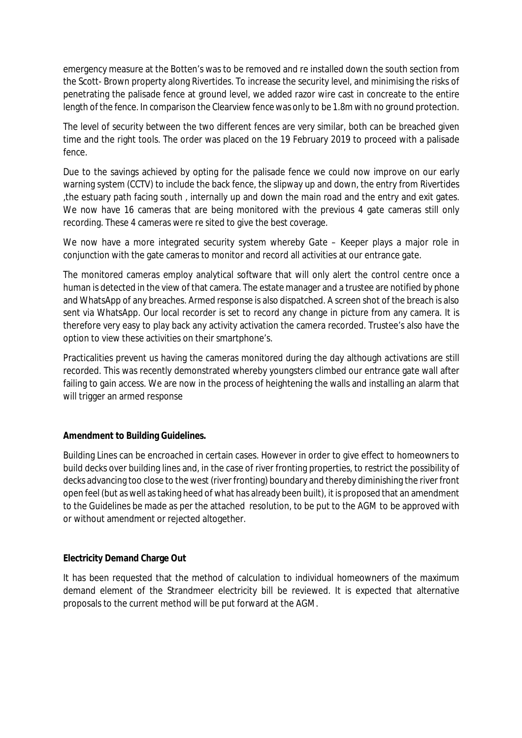emergency measure at the Botten's was to be removed and re installed down the south section from the Scott- Brown property along Rivertides. To increase the security level, and minimising the risks of penetrating the palisade fence at ground level, we added razor wire cast in concreate to the entire length of the fence. In comparison the Clearview fence was only to be 1.8m with no ground protection.

The level of security between the two different fences are very similar, both can be breached given time and the right tools. The order was placed on the 19 February 2019 to proceed with a palisade fence.

Due to the savings achieved by opting for the palisade fence we could now improve on our early warning system (CCTV) to include the back fence, the slipway up and down, the entry from Rivertides ,the estuary path facing south , internally up and down the main road and the entry and exit gates. We now have 16 cameras that are being monitored with the previous 4 gate cameras still only recording. These 4 cameras were re sited to give the best coverage.

We now have a more integrated security system whereby Gate – Keeper plays a major role in conjunction with the gate cameras to monitor and record all activities at our entrance gate.

The monitored cameras employ analytical software that will only alert the control centre once a human is detected in the view of that camera. The estate manager and a trustee are notified by phone and WhatsApp of any breaches. Armed response is also dispatched. A screen shot of the breach is also sent via WhatsApp. Our local recorder is set to record any change in picture from any camera. It is therefore very easy to play back any activity activation the camera recorded. Trustee's also have the option to view these activities on their smartphone's.

Practicalities prevent us having the cameras monitored during the day although activations are still recorded. This was recently demonstrated whereby youngsters climbed our entrance gate wall after failing to gain access. We are now in the process of heightening the walls and installing an alarm that will trigger an armed response

**Amendment to Building Guidelines.**

Building Lines can be encroached in certain cases. However in order to give effect to homeowners to build decks over building lines and, in the case of river fronting properties, to restrict the possibility of decks advancing too close to the west (river fronting) boundary and thereby diminishing the river front open feel (but as well as taking heed of what has already been built), it is proposed that an amendment to the Guidelines be made as per the attached resolution, to be put to the AGM to be approved with or without amendment or rejected altogether.

**Electricity Demand Charge Out**

It has been requested that the method of calculation to individual homeowners of the maximum demand element of the Strandmeer electricity bill be reviewed. It is expected that alternative proposals to the current method will be put forward at the AGM.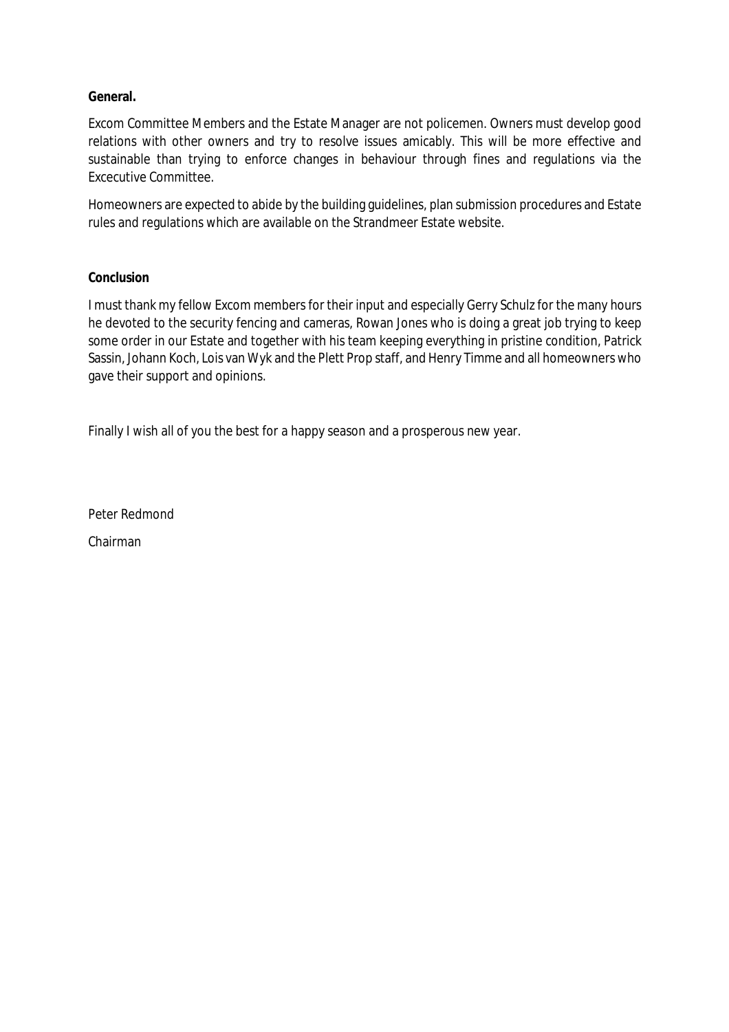**General.**

Excom Committee Members and the Estate Manager are not policemen. Owners must develop good relations with other owners and try to resolve issues amicably. This will be more effective and sustainable than trying to enforce changes in behaviour through fines and regulations via the Excecutive Committee.

Homeowners are expected to abide by the building guidelines, plan submission procedures and Estate rules and regulations which are available on the Strandmeer Estate website.

**Conclusion**

I must thank my fellow Excom members for their input and especially Gerry Schulz for the many hours he devoted to the security fencing and cameras, Rowan Jones who is doing a great job trying to keep some order in our Estate and together with his team keeping everything in pristine condition, Patrick Sassin, Johann Koch, Lois van Wyk and the Plett Prop staff, and Henry Timme and all homeowners who gave their support and opinions.

Finally I wish all of you the best for a happy season and a prosperous new year.

Peter Redmond

Chairman